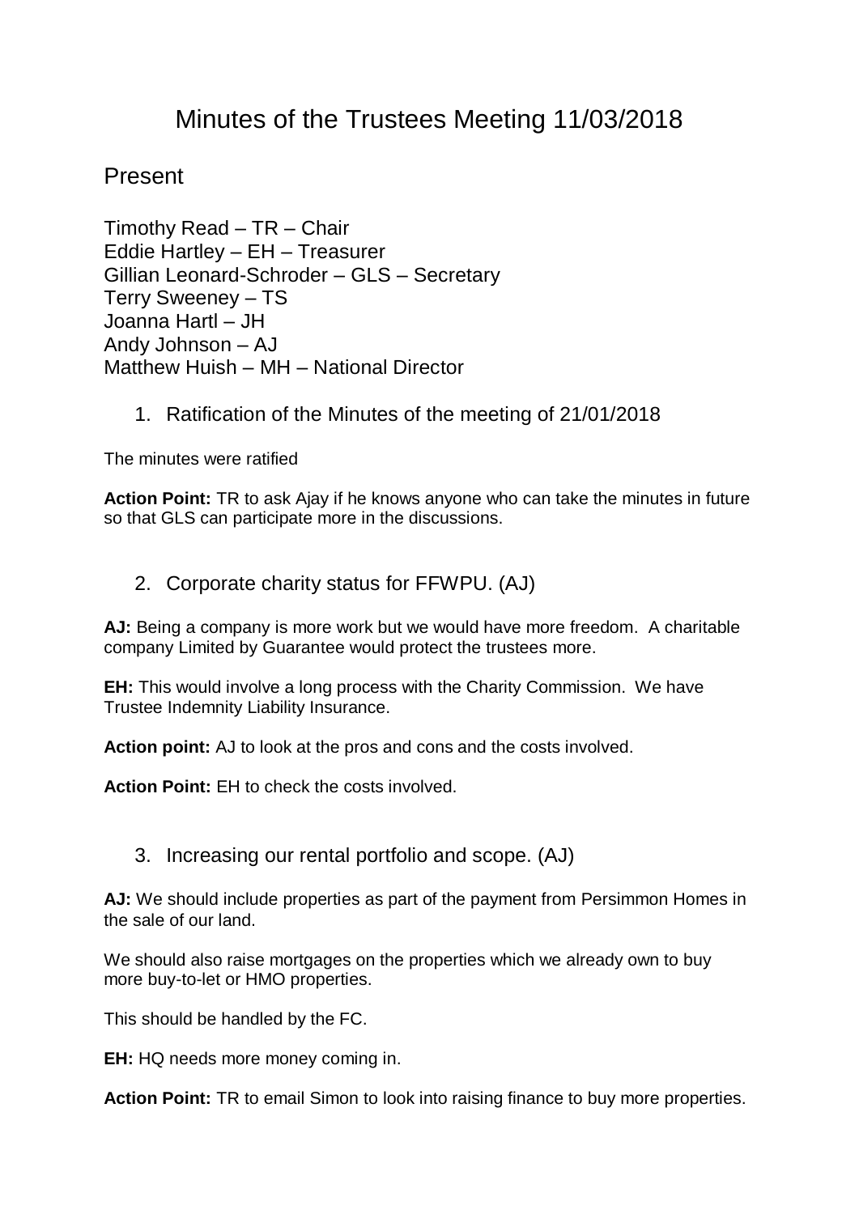# Minutes of the Trustees Meeting 11/03/2018

## Present

Timothy Read – TR – Chair
Eddie Hartley – EH – Treasurer
Gillian Leonard-Schroder – GLS – Secretary
Terry Sweeney – TS
Joanna Hartl – JH
Andy Johnson – AJ
Matthew Huish – MH – National Director

1. Ratification of the Minutes of the meeting of 21/01/2018

The minutes were ratified

**Action Point:** TR to ask Ajay if he knows anyone who can take the minutes in future so that GLS can participate more in the discussions.

2. Corporate charity status for FFWPU. (AJ)

**AJ:** Being a company is more work but we would have more freedom. A charitable company Limited by Guarantee would protect the trustees more.

**EH:** This would involve a long process with the Charity Commission. We have Trustee Indemnity Liability Insurance.

**Action point:** AJ to look at the pros and cons and the costs involved.

**Action Point:** EH to check the costs involved.

3. Increasing our rental portfolio and scope. (AJ)

**AJ:** We should include properties as part of the payment from Persimmon Homes in the sale of our land.

We should also raise mortgages on the properties which we already own to buy more buy-to-let or HMO properties.

This should be handled by the FC.

**EH:** HQ needs more money coming in.

**Action Point:** TR to email Simon to look into raising finance to buy more properties.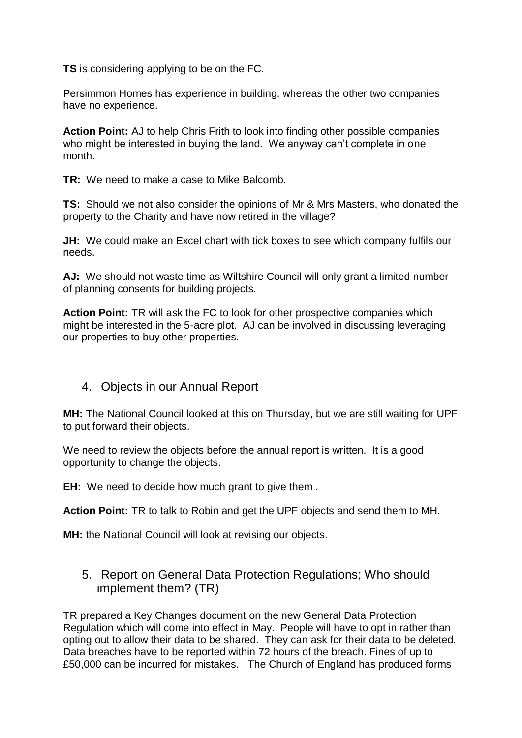**TS** is considering applying to be on the FC.

Persimmon Homes has experience in building, whereas the other two companies have no experience.

**Action Point:** AJ to help Chris Frith to look into finding other possible companies who might be interested in buying the land. We anyway can't complete in one month.

**TR:** We need to make a case to Mike Balcomb.

**TS:** Should we not also consider the opinions of Mr & Mrs Masters, who donated the property to the Charity and have now retired in the village?

**JH:** We could make an Excel chart with tick boxes to see which company fulfils our needs.

**AJ:** We should not waste time as Wiltshire Council will only grant a limited number of planning consents for building projects.

**Action Point:** TR will ask the FC to look for other prospective companies which might be interested in the 5-acre plot. AJ can be involved in discussing leveraging our properties to buy other properties.

## 4. Objects in our Annual Report

**MH:** The National Council looked at this on Thursday, but we are still waiting for UPF to put forward their objects.

We need to review the objects before the annual report is written. It is a good opportunity to change the objects.

**EH:** We need to decide how much grant to give them .

**Action Point:** TR to talk to Robin and get the UPF objects and send them to MH.

**MH:** the National Council will look at revising our objects.

## 5. Report on General Data Protection Regulations; Who should implement them? (TR)

TR prepared a Key Changes document on the new General Data Protection Regulation which will come into effect in May. People will have to opt in rather than opting out to allow their data to be shared. They can ask for their data to be deleted. Data breaches have to be reported within 72 hours of the breach. Fines of up to £50,000 can be incurred for mistakes. The Church of England has produced forms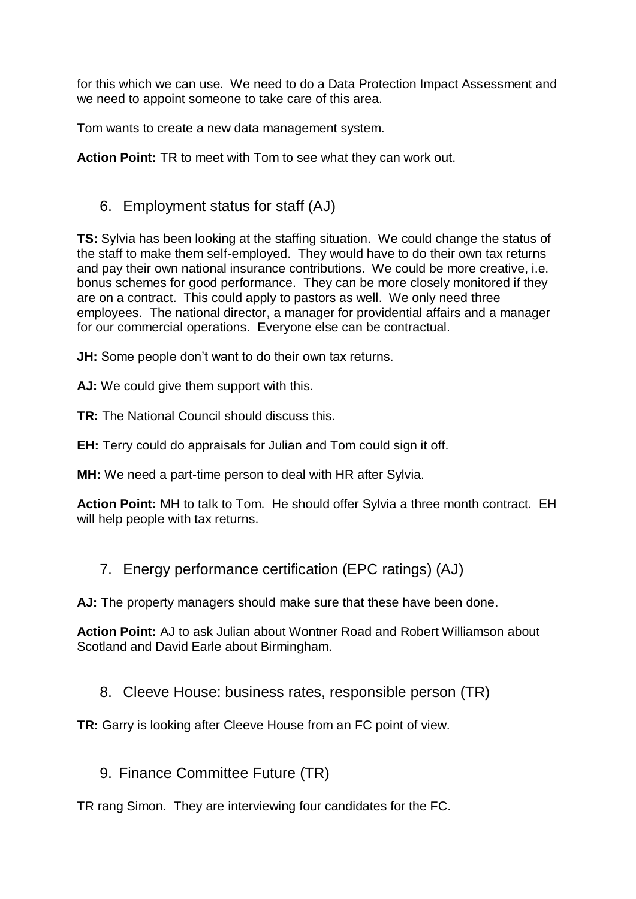for this which we can use. We need to do a Data Protection Impact Assessment and we need to appoint someone to take care of this area.

Tom wants to create a new data management system.

**Action Point:** TR to meet with Tom to see what they can work out.

## 6. Employment status for staff (AJ)

**TS:** Sylvia has been looking at the staffing situation. We could change the status of the staff to make them self-employed. They would have to do their own tax returns and pay their own national insurance contributions. We could be more creative, i.e. bonus schemes for good performance. They can be more closely monitored if they are on a contract. This could apply to pastors as well. We only need three employees. The national director, a manager for providential affairs and a manager for our commercial operations. Everyone else can be contractual.

**JH:** Some people don't want to do their own tax returns.

**AJ:** We could give them support with this.

**TR:** The National Council should discuss this.

**EH:** Terry could do appraisals for Julian and Tom could sign it off.

**MH:** We need a part-time person to deal with HR after Sylvia.

**Action Point:** MH to talk to Tom. He should offer Sylvia a three month contract. EH will help people with tax returns.

## 7. Energy performance certification (EPC ratings) (AJ)

**AJ:** The property managers should make sure that these have been done.

**Action Point:** AJ to ask Julian about Wontner Road and Robert Williamson about Scotland and David Earle about Birmingham.

## 8. Cleeve House: business rates, responsible person (TR)

**TR:** Garry is looking after Cleeve House from an FC point of view.

## 9. Finance Committee Future (TR)

TR rang Simon. They are interviewing four candidates for the FC.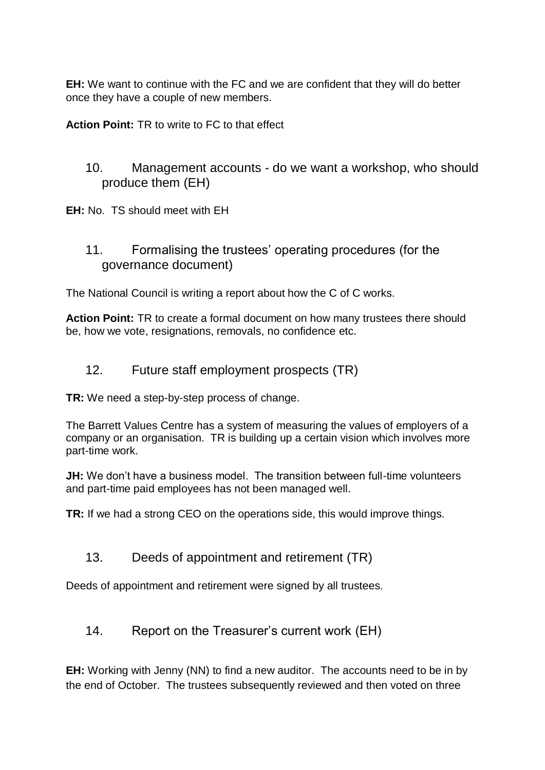**EH:** We want to continue with the FC and we are confident that they will do better once they have a couple of new members.

**Action Point:** TR to write to FC to that effect

## 10. Management accounts - do we want a workshop, who should produce them (EH)

**EH:** No. TS should meet with EH

## 11. Formalising the trustees' operating procedures (for the governance document)

The National Council is writing a report about how the C of C works.

**Action Point:** TR to create a formal document on how many trustees there should be, how we vote, resignations, removals, no confidence etc.

## 12. Future staff employment prospects (TR)

**TR:** We need a step-by-step process of change.

The Barrett Values Centre has a system of measuring the values of employers of a company or an organisation. TR is building up a certain vision which involves more part-time work.

**JH:** We don't have a business model. The transition between full-time volunteers and part-time paid employees has not been managed well.

**TR:** If we had a strong CEO on the operations side, this would improve things.

## 13. Deeds of appointment and retirement (TR)

Deeds of appointment and retirement were signed by all trustees.

## 14. Report on the Treasurer's current work (EH)

**EH:** Working with Jenny (NN) to find a new auditor. The accounts need to be in by the end of October. The trustees subsequently reviewed and then voted on three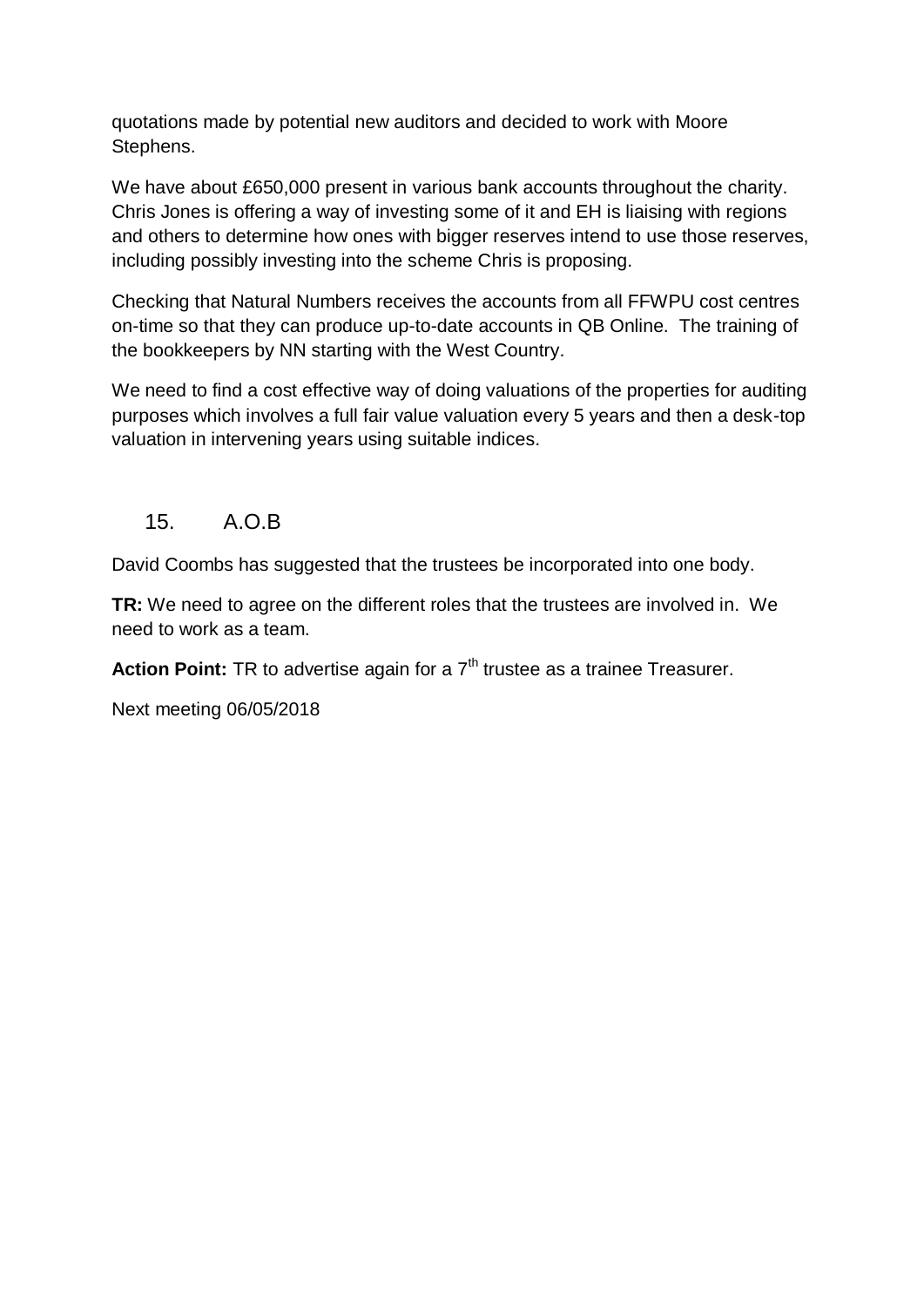quotations made by potential new auditors and decided to work with Moore Stephens.

We have about £650,000 present in various bank accounts throughout the charity. Chris Jones is offering a way of investing some of it and EH is liaising with regions and others to determine how ones with bigger reserves intend to use those reserves, including possibly investing into the scheme Chris is proposing.

Checking that Natural Numbers receives the accounts from all FFWPU cost centres on-time so that they can produce up-to-date accounts in QB Online. The training of the bookkeepers by NN starting with the West Country.

We need to find a cost effective way of doing valuations of the properties for auditing purposes which involves a full fair value valuation every 5 years and then a desk-top valuation in intervening years using suitable indices.

## 15. A.O.B

David Coombs has suggested that the trustees be incorporated into one body.

**TR:** We need to agree on the different roles that the trustees are involved in. We need to work as a team.

**Action Point:** TR to advertise again for a 7th trustee as a trainee Treasurer.

Next meeting 06/05/2018